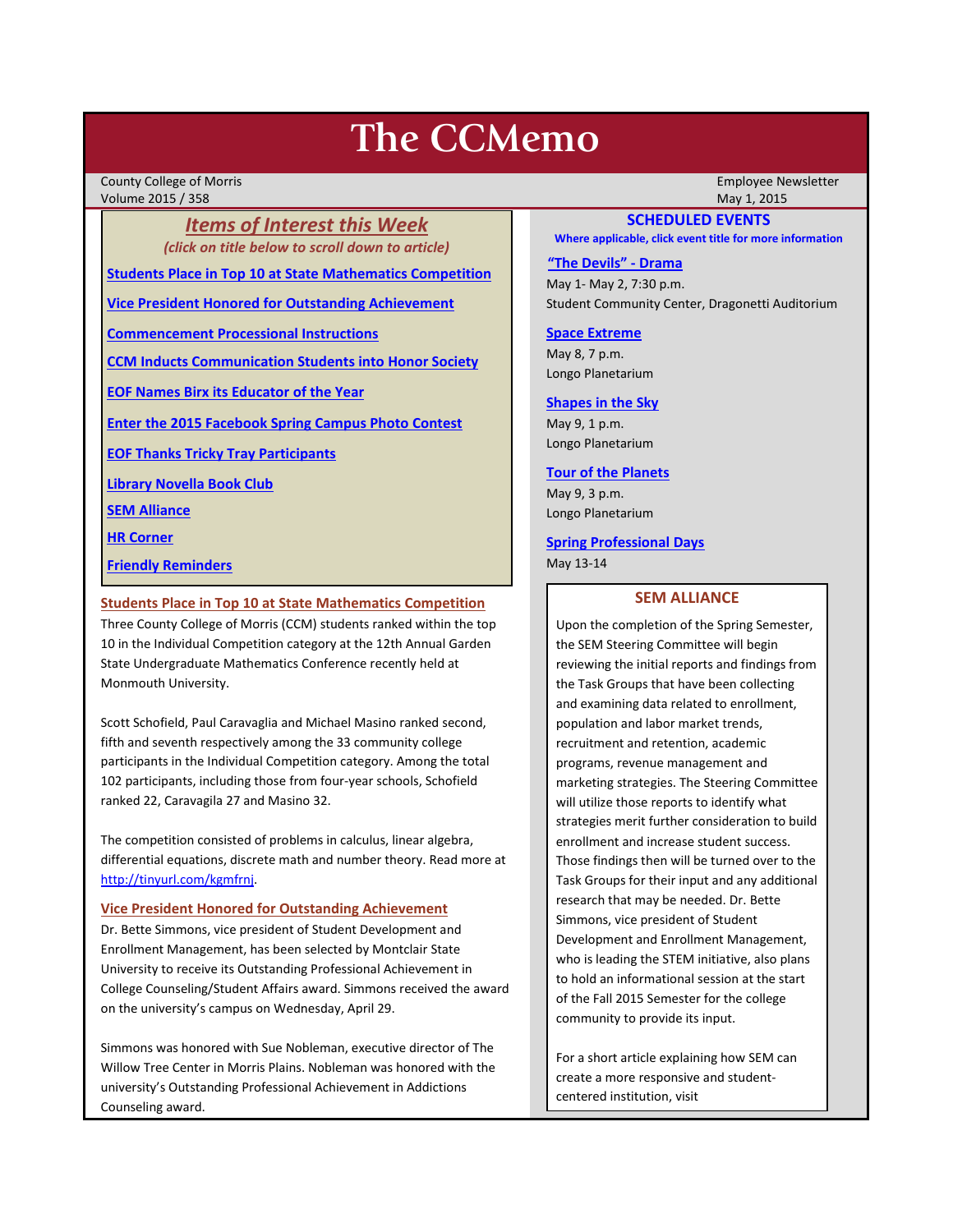# The CCMemo

County College of Morris
Volume 2015 / 358

Employee Newsletter
May 1, 2015

## *Items of Interest this Week*

*(click on title below to scroll down to article)*

**Students Place in Top 10 at State Mathematics Competition**

**Vice President Honored for Outstanding Achievement**

**Commencement Processional Instructions**

**CCM Inducts Communication Students into Honor Society**

**EOF Names Birx its Educator of the Year**

**Enter the 2015 Facebook Spring Campus Photo Contest**

**EOF Thanks Tricky Tray Participants**

**Library Novella Book Club**

**SEM Alliance**

**HR Corner**

**Friendly Reminders**

### Students Place in Top 10 at State Mathematics Competition

Three County College of Morris (CCM) students ranked within the top 10 in the Individual Competition category at the 12th Annual Garden State Undergraduate Mathematics Conference recently held at Monmouth University.

Scott Schofield, Paul Caravaglia and Michael Masino ranked second, fifth and seventh respectively among the 33 community college participants in the Individual Competition category. Among the total 102 participants, including those from four-year schools, Schofield ranked 22, Caravagila 27 and Masino 32.

The competition consisted of problems in calculus, linear algebra, differential equations, discrete math and number theory. Read more at http://tinyurl.com/kgmfrnj.

### Vice President Honored for Outstanding Achievement

Dr. Bette Simmons, vice president of Student Development and Enrollment Management, has been selected by Montclair State University to receive its Outstanding Professional Achievement in College Counseling/Student Affairs award. Simmons received the award on the university's campus on Wednesday, April 29.

Simmons was honored with Sue Nobleman, executive director of The Willow Tree Center in Morris Plains. Nobleman was honored with the university's Outstanding Professional Achievement in Addictions Counseling award.

## SCHEDULED EVENTS

**Where applicable, click event title for more information**

**"The Devils" - Drama**
May 1- May 2, 7:30 p.m.
Student Community Center, Dragonetti Auditorium

**Space Extreme**
May 8, 7 p.m.
Longo Planetarium

**Shapes in the Sky**
May 9, 1 p.m.
Longo Planetarium

**Tour of the Planets**
May 9, 3 p.m.
Longo Planetarium

**Spring Professional Days**
May 13-14

## SEM ALLIANCE

Upon the completion of the Spring Semester, the SEM Steering Committee will begin reviewing the initial reports and findings from the Task Groups that have been collecting and examining data related to enrollment, population and labor market trends, recruitment and retention, academic programs, revenue management and marketing strategies. The Steering Committee will utilize those reports to identify what strategies merit further consideration to build enrollment and increase student success. Those findings then will be turned over to the Task Groups for their input and any additional research that may be needed. Dr. Bette Simmons, vice president of Student Development and Enrollment Management, who is leading the STEM initiative, also plans to hold an informational session at the start of the Fall 2015 Semester for the college community to provide its input.

For a short article explaining how SEM can create a more responsive and student-centered institution, visit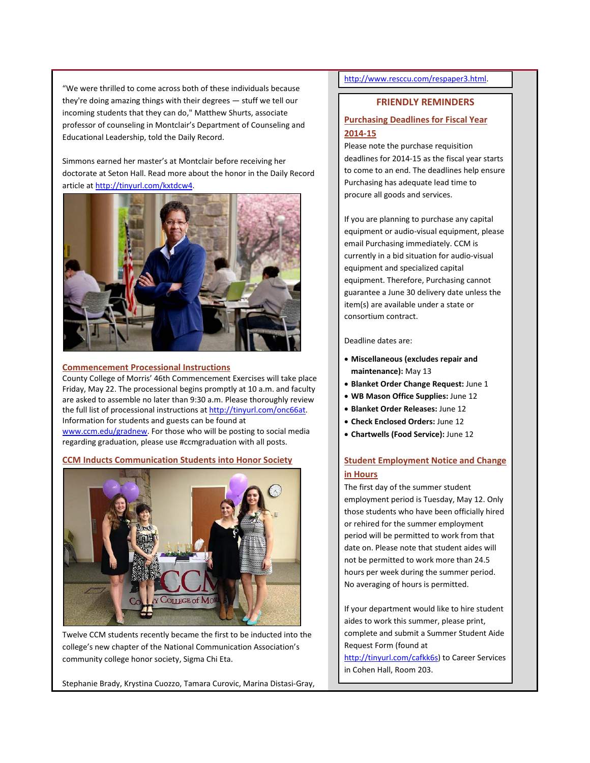"We were thrilled to come across both of these individuals because they're doing amazing things with their degrees — stuff we tell our incoming students that they can do," Matthew Shurts, associate professor of counseling in Montclair's Department of Counseling and Educational Leadership, told the Daily Record.

Simmons earned her master's at Montclair before receiving her doctorate at Seton Hall. Read more about the honor in the Daily Record article at http://tinyurl.com/kxtdcw4.

### Commencement Processional Instructions

County College of Morris' 46th Commencement Exercises will take place Friday, May 22. The processional begins promptly at 10 a.m. and faculty are asked to assemble no later than 9:30 a.m. Please thoroughly review the full list of processional instructions at http://tinyurl.com/onc66at. Information for students and guests can be found at www.ccm.edu/gradnew. For those who will be posting to social media regarding graduation, please use #ccmgraduation with all posts.

### CCM Inducts Communication Students into Honor Society

Twelve CCM students recently became the first to be inducted into the college's new chapter of the National Communication Association's community college honor society, Sigma Chi Eta.

Stephanie Brady, Krystina Cuozzo, Tamara Curovic, Marina Distasi-Gray,

http://www.resccu.com/respaper3.html.

## FRIENDLY REMINDERS

### Purchasing Deadlines for Fiscal Year 2014-15

Please note the purchase requisition deadlines for 2014-15 as the fiscal year starts to come to an end. The deadlines help ensure Purchasing has adequate lead time to procure all goods and services.

If you are planning to purchase any capital equipment or audio-visual equipment, please email Purchasing immediately. CCM is currently in a bid situation for audio-visual equipment and specialized capital equipment. Therefore, Purchasing cannot guarantee a June 30 delivery date unless the item(s) are available under a state or consortium contract.

Deadline dates are:

- **Miscellaneous (excludes repair and maintenance):** May 13
- **Blanket Order Change Request:** June 1
- **WB Mason Office Supplies:** June 12
- **Blanket Order Releases:** June 12
- **Check Enclosed Orders:** June 12
- **Chartwells (Food Service):** June 12

### Student Employment Notice and Change in Hours

The first day of the summer student employment period is Tuesday, May 12. Only those students who have been officially hired or rehired for the summer employment period will be permitted to work from that date on. Please note that student aides will not be permitted to work more than 24.5 hours per week during the summer period. No averaging of hours is permitted.

If your department would like to hire student aides to work this summer, please print, complete and submit a Summer Student Aide Request Form (found at http://tinyurl.com/cafkk6s) to Career Services in Cohen Hall, Room 203.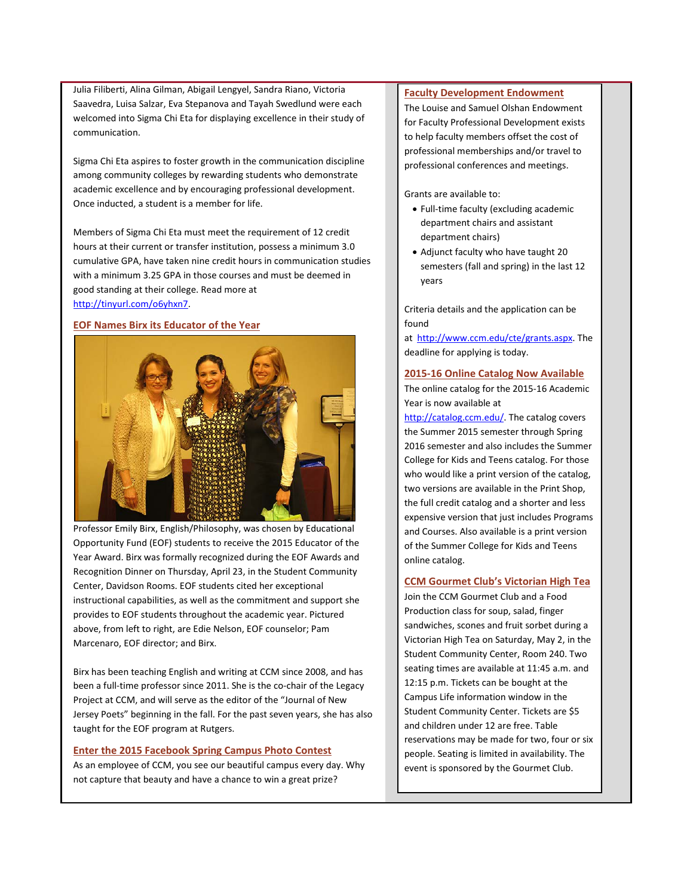Julia Filiberti, Alina Gilman, Abigail Lengyel, Sandra Riano, Victoria Saavedra, Luisa Salzar, Eva Stepanova and Tayah Swedlund were each welcomed into Sigma Chi Eta for displaying excellence in their study of communication.

Sigma Chi Eta aspires to foster growth in the communication discipline among community colleges by rewarding students who demonstrate academic excellence and by encouraging professional development. Once inducted, a student is a member for life.

Members of Sigma Chi Eta must meet the requirement of 12 credit hours at their current or transfer institution, possess a minimum 3.0 cumulative GPA, have taken nine credit hours in communication studies with a minimum 3.25 GPA in those courses and must be deemed in good standing at their college. Read more at http://tinyurl.com/o6yhxn7.

## EOF Names Birx its Educator of the Year

Professor Emily Birx, English/Philosophy, was chosen by Educational Opportunity Fund (EOF) students to receive the 2015 Educator of the Year Award. Birx was formally recognized during the EOF Awards and Recognition Dinner on Thursday, April 23, in the Student Community Center, Davidson Rooms. EOF students cited her exceptional instructional capabilities, as well as the commitment and support she provides to EOF students throughout the academic year. Pictured above, from left to right, are Edie Nelson, EOF counselor; Pam Marcenaro, EOF director; and Birx.

Birx has been teaching English and writing at CCM since 2008, and has been a full-time professor since 2011. She is the co-chair of the Legacy Project at CCM, and will serve as the editor of the "Journal of New Jersey Poets" beginning in the fall. For the past seven years, she has also taught for the EOF program at Rutgers.

## Enter the 2015 Facebook Spring Campus Photo Contest

As an employee of CCM, you see our beautiful campus every day. Why not capture that beauty and have a chance to win a great prize?

## Faculty Development Endowment

The Louise and Samuel Olshan Endowment for Faculty Professional Development exists to help faculty members offset the cost of professional memberships and/or travel to professional conferences and meetings.

Grants are available to:

- Full-time faculty (excluding academic department chairs and assistant department chairs)
- Adjunct faculty who have taught 20 semesters (fall and spring) in the last 12 years

Criteria details and the application can be found at http://www.ccm.edu/cte/grants.aspx. The deadline for applying is today.

## 2015-16 Online Catalog Now Available

The online catalog for the 2015-16 Academic Year is now available at http://catalog.ccm.edu/. The catalog covers the Summer 2015 semester through Spring 2016 semester and also includes the Summer College for Kids and Teens catalog. For those who would like a print version of the catalog, two versions are available in the Print Shop, the full credit catalog and a shorter and less expensive version that just includes Programs and Courses. Also available is a print version of the Summer College for Kids and Teens online catalog.

## CCM Gourmet Club's Victorian High Tea

Join the CCM Gourmet Club and a Food Production class for soup, salad, finger sandwiches, scones and fruit sorbet during a Victorian High Tea on Saturday, May 2, in the Student Community Center, Room 240. Two seating times are available at 11:45 a.m. and 12:15 p.m. Tickets can be bought at the Campus Life information window in the Student Community Center. Tickets are $5 and children under 12 are free. Table reservations may be made for two, four or six people. Seating is limited in availability. The event is sponsored by the Gourmet Club.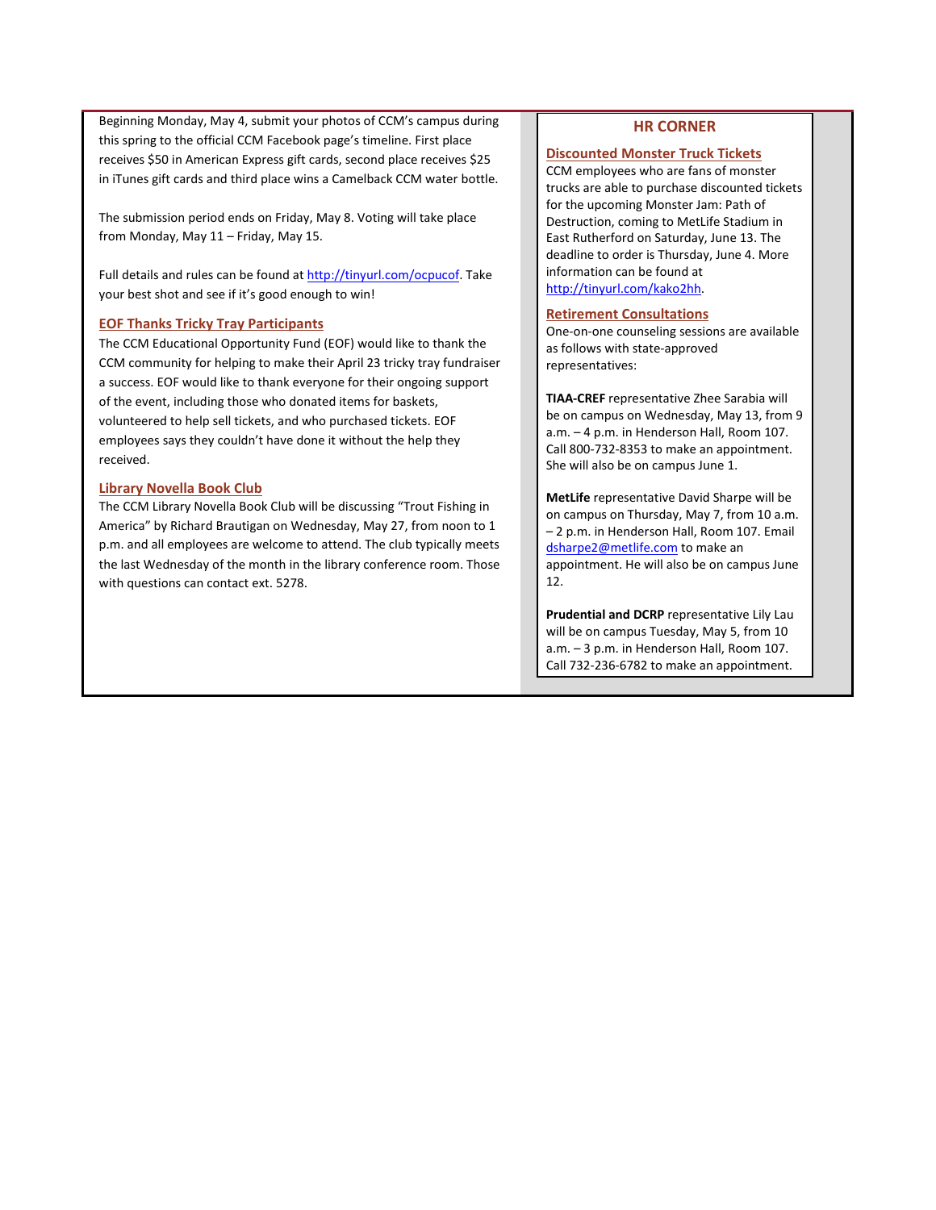Beginning Monday, May 4, submit your photos of CCM's campus during this spring to the official CCM Facebook page's timeline. First place receives $50 in American Express gift cards, second place receives $25 in iTunes gift cards and third place wins a Camelback CCM water bottle.

The submission period ends on Friday, May 8. Voting will take place from Monday, May 11 – Friday, May 15.

Full details and rules can be found at http://tinyurl.com/ocpucof. Take your best shot and see if it's good enough to win!

### EOF Thanks Tricky Tray Participants

The CCM Educational Opportunity Fund (EOF) would like to thank the CCM community for helping to make their April 23 tricky tray fundraiser a success. EOF would like to thank everyone for their ongoing support of the event, including those who donated items for baskets, volunteered to help sell tickets, and who purchased tickets. EOF employees says they couldn't have done it without the help they received.

### Library Novella Book Club

The CCM Library Novella Book Club will be discussing "Trout Fishing in America" by Richard Brautigan on Wednesday, May 27, from noon to 1 p.m. and all employees are welcome to attend. The club typically meets the last Wednesday of the month in the library conference room. Those with questions can contact ext. 5278.

## HR CORNER

### Discounted Monster Truck Tickets

CCM employees who are fans of monster trucks are able to purchase discounted tickets for the upcoming Monster Jam: Path of Destruction, coming to MetLife Stadium in East Rutherford on Saturday, June 13. The deadline to order is Thursday, June 4. More information can be found at http://tinyurl.com/kako2hh.

### Retirement Consultations

One-on-one counseling sessions are available as follows with state-approved representatives:

**TIAA-CREF** representative Zhee Sarabia will be on campus on Wednesday, May 13, from 9 a.m. – 4 p.m. in Henderson Hall, Room 107. Call 800-732-8353 to make an appointment. She will also be on campus June 1.

**MetLife** representative David Sharpe will be on campus on Thursday, May 7, from 10 a.m. – 2 p.m. in Henderson Hall, Room 107. Email dsharpe2@metlife.com to make an appointment. He will also be on campus June 12.

**Prudential and DCRP** representative Lily Lau will be on campus Tuesday, May 5, from 10 a.m. – 3 p.m. in Henderson Hall, Room 107. Call 732-236-6782 to make an appointment.